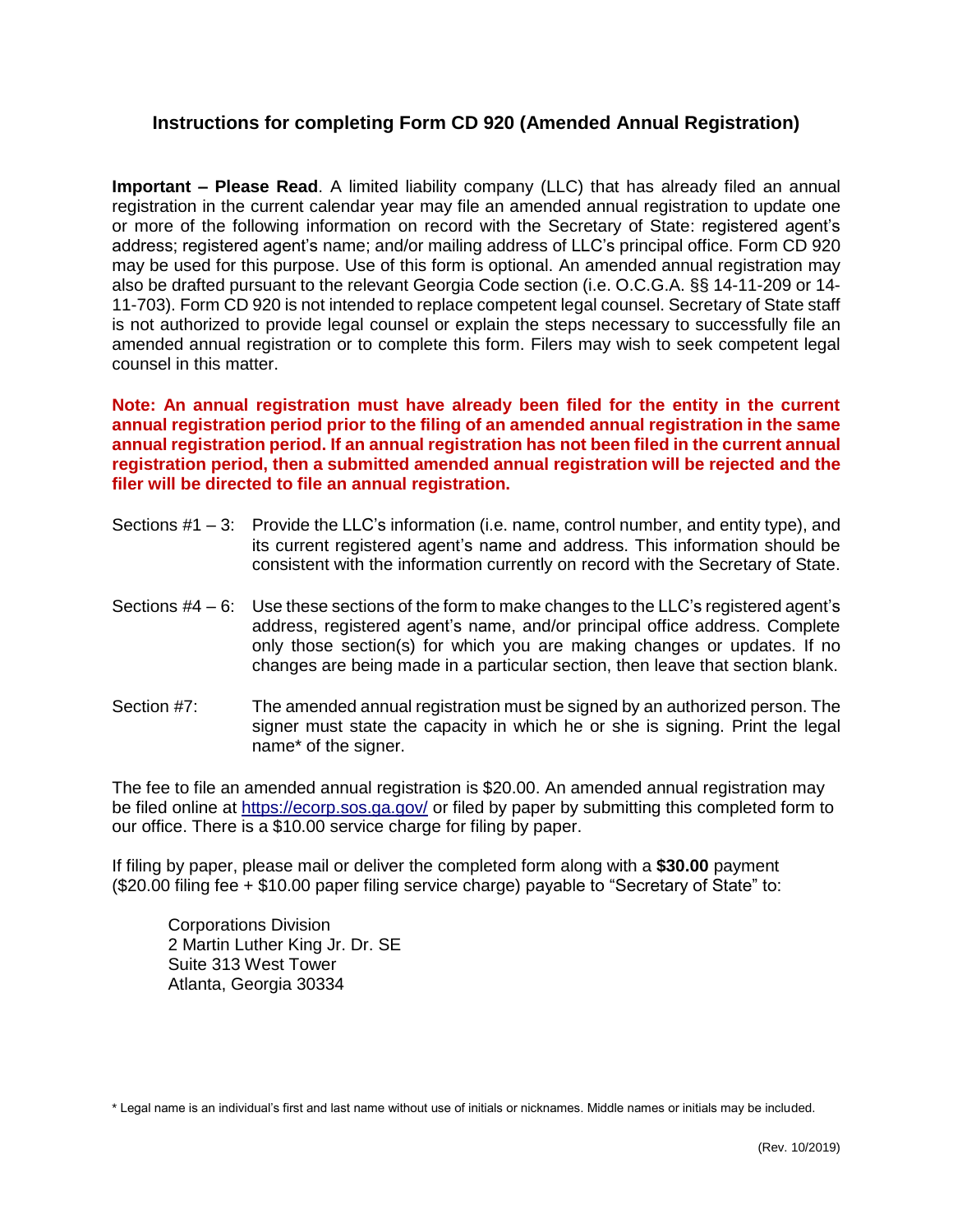## Instructions for completing Form CD 920 (Amended Annual Registration)

**Important – Please Read**. A limited liability company (LLC) that has already filed an annual registration in the current calendar year may file an amended annual registration to update one or more of the following information on record with the Secretary of State: registered agent's address; registered agent's name; and/or mailing address of LLC's principal office. Form CD 920 may be used for this purpose. Use of this form is optional. An amended annual registration may also be drafted pursuant to the relevant Georgia Code section (i.e. O.C.G.A. §§ 14-11-209 or 14-11-703). Form CD 920 is not intended to replace competent legal counsel. Secretary of State staff is not authorized to provide legal counsel or explain the steps necessary to successfully file an amended annual registration or to complete this form. Filers may wish to seek competent legal counsel in this matter.

**Note: An annual registration must have already been filed for the entity in the current annual registration period prior to the filing of an amended annual registration in the same annual registration period. If an annual registration has not been filed in the current annual registration period, then a submitted amended annual registration will be rejected and the filer will be directed to file an annual registration.**

Sections #1 – 3: Provide the LLC's information (i.e. name, control number, and entity type), and its current registered agent's name and address. This information should be consistent with the information currently on record with the Secretary of State.

Sections #4 – 6: Use these sections of the form to make changes to the LLC's registered agent's address, registered agent's name, and/or principal office address. Complete only those section(s) for which you are making changes or updates. If no changes are being made in a particular section, then leave that section blank.

Section #7: The amended annual registration must be signed by an authorized person. The signer must state the capacity in which he or she is signing. Print the legal name* of the signer.

The fee to file an amended annual registration is $20.00. An amended annual registration may be filed online at https://ecorp.sos.ga.gov/ or filed by paper by submitting this completed form to our office. There is a $10.00 service charge for filing by paper.

If filing by paper, please mail or deliver the completed form along with a **$30.00** payment ($20.00 filing fee + $10.00 paper filing service charge) payable to "Secretary of State" to:

Corporations Division
2 Martin Luther King Jr. Dr. SE
Suite 313 West Tower
Atlanta, Georgia 30334

\* Legal name is an individual's first and last name without use of initials or nicknames. Middle names or initials may be included.

(Rev. 10/2019)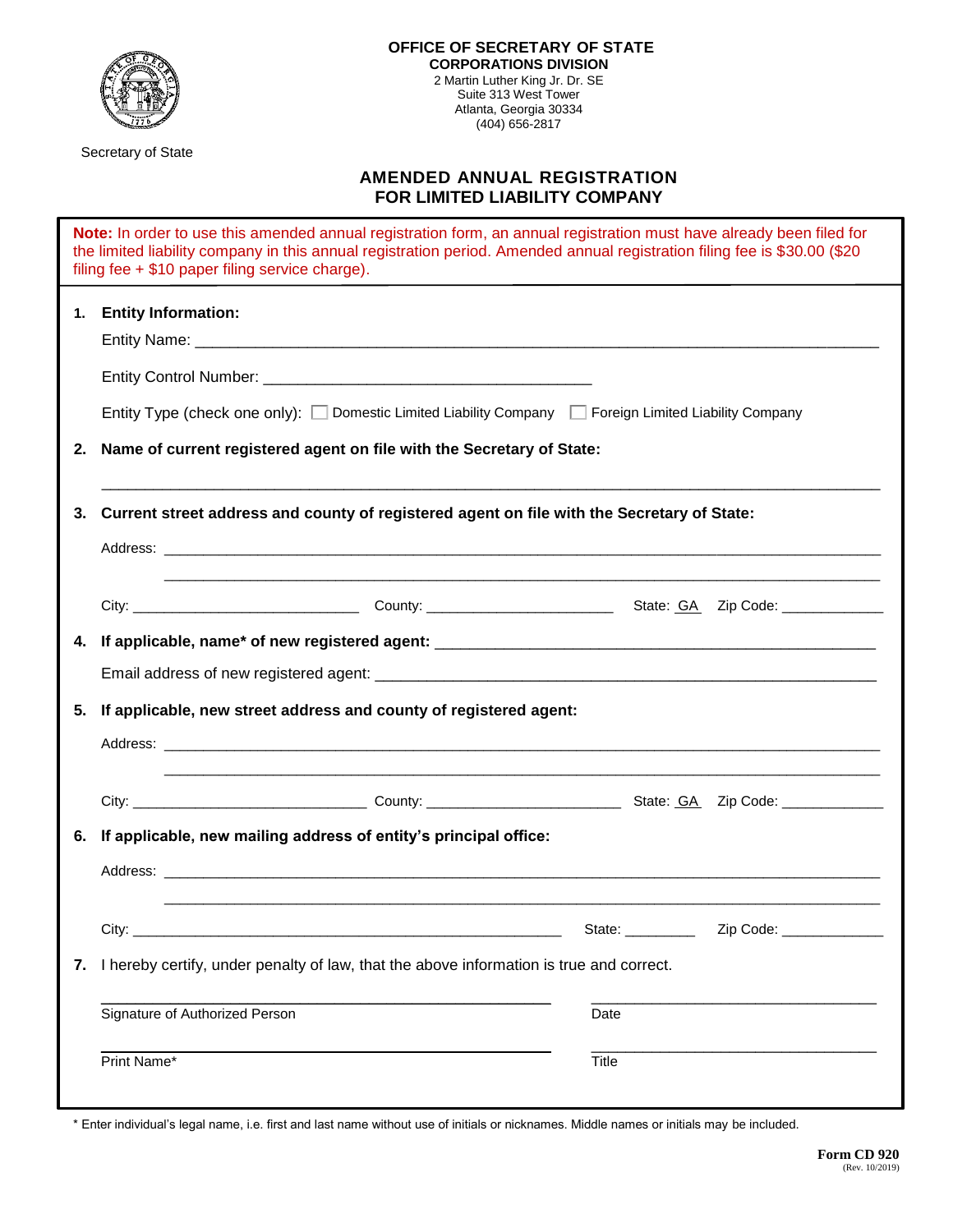Secretary of State

**OFFICE OF SECRETARY OF STATE**
**CORPORATIONS DIVISION**
2 Martin Luther King Jr. Dr. SE
Suite 313 West Tower
Atlanta, Georgia 30334
(404) 656-2817

# AMENDED ANNUAL REGISTRATION FOR LIMITED LIABILITY COMPANY

**Note:** In order to use this amended annual registration form, an annual registration must have already been filed for the limited liability company in this annual registration period. Amended annual registration filing fee is $30.00 ($20 filing fee + $10 paper filing service charge).

1. **Entity Information:**

   Entity Name: ______________________________________________

   Entity Control Number: ______________________________

   Entity Type (check one only): ☐ Domestic Limited Liability Company ☐ Foreign Limited Liability Company

2. **Name of current registered agent on file with the Secretary of State:**

   ______________________________________________

3. **Current street address and county of registered agent on file with the Secretary of State:**

   Address: ______________________________________________

   ______________________________________________

   City: ____________________ County: __________________ State: GA Zip Code: __________

4. **If applicable, name* of new registered agent:** ______________________________

   Email address of new registered agent: ______________________________

5. **If applicable, new street address and county of registered agent:**

   Address: ______________________________________________

   ______________________________________________

   City: ____________________ County: __________________ State: GA Zip Code: __________

6. **If applicable, new mailing address of entity's principal office:**

   Address: ______________________________________________

   ______________________________________________

   City: ______________________________ State: ________ Zip Code: __________

7. I hereby certify, under penalty of law, that the above information is true and correct.

   ______________________________ ______________________________
   Signature of Authorized Person Date

   ______________________________ ______________________________
   Print Name* Title

\* Enter individual's legal name, i.e. first and last name without use of initials or nicknames. Middle names or initials may be included.

**Form CD 920**
(Rev. 10/2019)